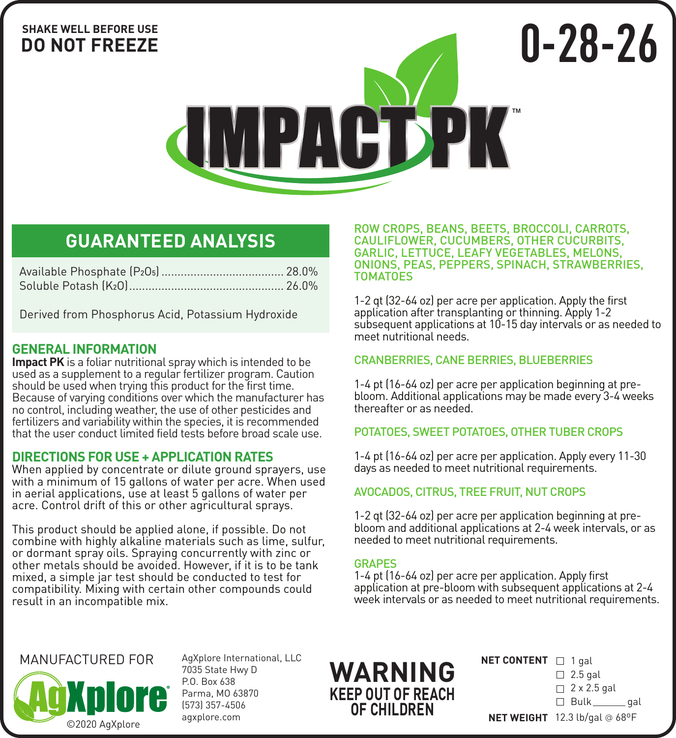**SHAKE WELL BEFORE USE**
**DO NOT FREEZE**

# 0-28-26

# IMPACT PK™

## GUARANTEED ANALYSIS

Available Phosphate ($P_2O_5$) ...................................... 28.0%
Soluble Potash ($K_2O$)................................................ 26.0%

Derived from Phosphorus Acid, Potassium Hydroxide

## GENERAL INFORMATION

**Impact PK** is a foliar nutritional spray which is intended to be used as a supplement to a regular fertilizer program. Caution should be used when trying this product for the first time. Because of varying conditions over which the manufacturer has no control, including weather, the use of other pesticides and fertilizers and variability within the species, it is recommended that the user conduct limited field tests before broad scale use.

## DIRECTIONS FOR USE + APPLICATION RATES

When applied by concentrate or dilute ground sprayers, use with a minimum of 15 gallons of water per acre. When used in aerial applications, use at least 5 gallons of water per acre. Control drift of this or other agricultural sprays.

This product should be applied alone, if possible. Do not combine with highly alkaline materials such as lime, sulfur, or dormant spray oils. Spraying concurrently with zinc or other metals should be avoided. However, if it is to be tank mixed, a simple jar test should be conducted to test for compatibility. Mixing with certain other compounds could result in an incompatible mix.

### ROW CROPS, BEANS, BEETS, BROCCOLI, CARROTS, CAULIFLOWER, CUCUMBERS, OTHER CUCURBITS, GARLIC, LETTUCE, LEAFY VEGETABLES, MELONS, ONIONS, PEAS, PEPPERS, SPINACH, STRAWBERRIES, TOMATOES

1-2 qt (32-64 oz) per acre per application. Apply the first application after transplanting or thinning. Apply 1-2 subsequent applications at 10-15 day intervals or as needed to meet nutritional needs.

### CRANBERRIES, CANE BERRIES, BLUEBERRIES

1-4 pt (16-64 oz) per acre per application beginning at pre-bloom. Additional applications may be made every 3-4 weeks thereafter or as needed.

### POTATOES, SWEET POTATOES, OTHER TUBER CROPS

1-4 pt (16-64 oz) per acre per application. Apply every 11-30 days as needed to meet nutritional requirements.

### AVOCADOS, CITRUS, TREE FRUIT, NUT CROPS

1-2 qt (32-64 oz) per acre per application beginning at pre-bloom and additional applications at 2-4 week intervals, or as needed to meet nutritional requirements.

### GRAPES

1-4 pt (16-64 oz) per acre per application. Apply first application at pre-bloom with subsequent applications at 2-4 week intervals or as needed to meet nutritional requirements.

MANUFACTURED FOR

AgXplore®

©2020 AgXplore

AgXplore International, LLC
7035 State Hwy D
P.O. Box 638
Parma, MO 63870
(573) 357-4506
agxplore.com

**WARNING**
**KEEP OUT OF REACH OF CHILDREN**

**NET CONTENT**
☐ 1 gal
☐ 2.5 gal
☐ 2 x 2.5 gal
☐ Bulk _______ gal

**NET WEIGHT** 12.3 lb/gal @ 68ºF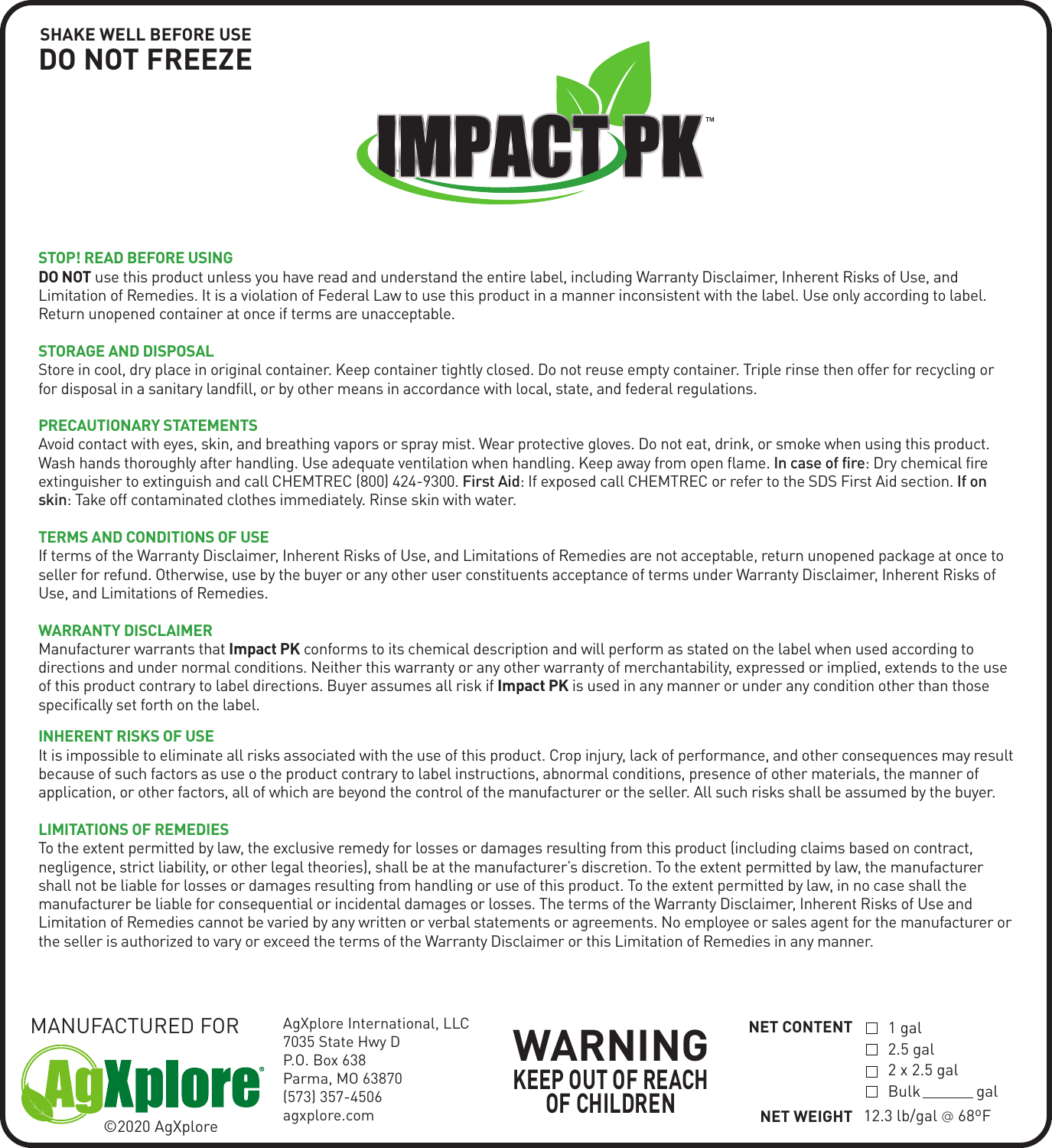**SHAKE WELL BEFORE USE**
**DO NOT FREEZE**

# IMPACT PK™

## STOP! READ BEFORE USING

**DO NOT** use this product unless you have read and understand the entire label, including Warranty Disclaimer, Inherent Risks of Use, and Limitation of Remedies. It is a violation of Federal Law to use this product in a manner inconsistent with the label. Use only according to label. Return unopened container at once if terms are unacceptable.

## STORAGE AND DISPOSAL

Store in cool, dry place in original container. Keep container tightly closed. Do not reuse empty container. Triple rinse then offer for recycling or for disposal in a sanitary landfill, or by other means in accordance with local, state, and federal regulations.

## PRECAUTIONARY STATEMENTS

Avoid contact with eyes, skin, and breathing vapors or spray mist. Wear protective gloves. Do not eat, drink, or smoke when using this product. Wash hands thoroughly after handling. Use adequate ventilation when handling. Keep away from open flame. In case of fire: Dry chemical fire extinguisher to extinguish and call CHEMTREC (800) 424-9300. First Aid: If exposed call CHEMTREC or refer to the SDS First Aid section. If on skin: Take off contaminated clothes immediately. Rinse skin with water.

## TERMS AND CONDITIONS OF USE

If terms of the Warranty Disclaimer, Inherent Risks of Use, and Limitations of Remedies are not acceptable, return unopened package at once to seller for refund. Otherwise, use by the buyer or any other user constituents acceptance of terms under Warranty Disclaimer, Inherent Risks of Use, and Limitations of Remedies.

## WARRANTY DISCLAIMER

Manufacturer warrants that **Impact PK** conforms to its chemical description and will perform as stated on the label when used according to directions and under normal conditions. Neither this warranty or any other warranty of merchantability, expressed or implied, extends to the use of this product contrary to label directions. Buyer assumes all risk if **Impact PK** is used in any manner or under any condition other than those specifically set forth on the label.

## INHERENT RISKS OF USE

It is impossible to eliminate all risks associated with the use of this product. Crop injury, lack of performance, and other consequences may result because of such factors as use o the product contrary to label instructions, abnormal conditions, presence of other materials, the manner of application, or other factors, all of which are beyond the control of the manufacturer or the seller. All such risks shall be assumed by the buyer.

## LIMITATIONS OF REMEDIES

To the extent permitted by law, the exclusive remedy for losses or damages resulting from this product (including claims based on contract, negligence, strict liability, or other legal theories), shall be at the manufacturer's discretion. To the extent permitted by law, the manufacturer shall not be liable for losses or damages resulting from handling or use of this product. To the extent permitted by law, in no case shall the manufacturer be liable for consequential or incidental damages or losses. The terms of the Warranty Disclaimer, Inherent Risks of Use and Limitation of Remedies cannot be varied by any written or verbal statements or agreements. No employee or sales agent for the manufacturer or the seller is authorized to vary or exceed the terms of the Warranty Disclaimer or this Limitation of Remedies in any manner.

MANUFACTURED FOR

AgXplore®

©2020 AgXplore

AgXplore International, LLC
7035 State Hwy D
P.O. Box 638
Parma, MO 63870
(573) 357-4506
agxplore.com

**WARNING**
**KEEP OUT OF REACH OF CHILDREN**

**NET CONTENT**
- ☐ 1 gal
- ☐ 2.5 gal
- ☐ 2 x 2.5 gal
- ☐ Bulk _______ gal

**NET WEIGHT** 12.3 lb/gal @ 68ºF